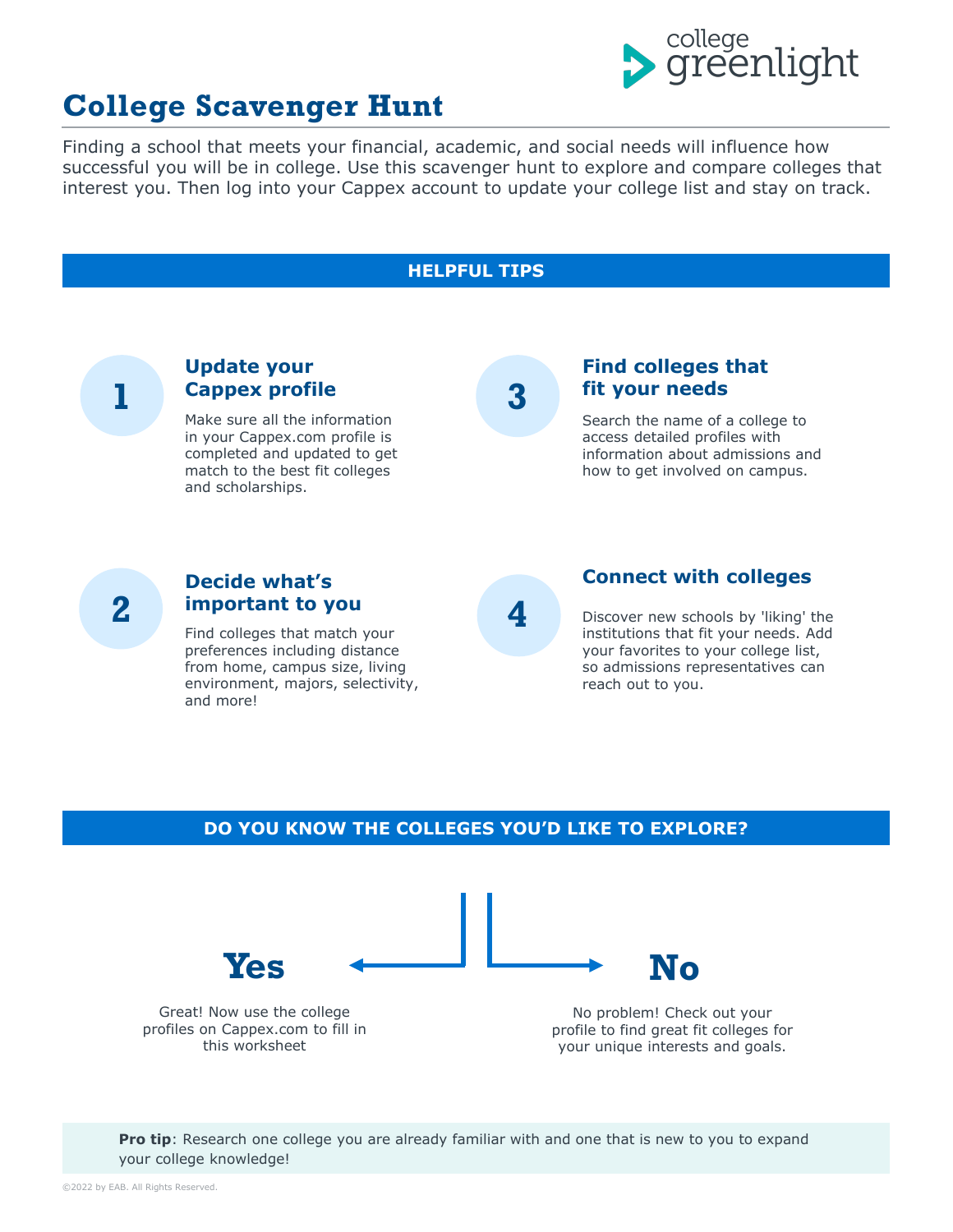college greenlight

# College Scavenger Hunt

Finding a school that meets your financial, academic, and social needs will influence how successful you will be in college. Use this scavenger hunt to explore and compare colleges that interest you. Then log into your Cappex account to update your college list and stay on track.

## HELPFUL TIPS

### 1 Update your Cappex profile

Make sure all the information in your Cappex.com profile is completed and updated to get match to the best fit colleges and scholarships.

### 2 Decide what's important to you

Find colleges that match your preferences including distance from home, campus size, living environment, majors, selectivity, and more!

### 3 Find colleges that fit your needs

Search the name of a college to access detailed profiles with information about admissions and how to get involved on campus.

### 4 Connect with colleges

Discover new schools by 'liking' the institutions that fit your needs. Add your favorites to your college list, so admissions representatives can reach out to you.

## DO YOU KNOW THE COLLEGES YOU'D LIKE TO EXPLORE?

### Yes

Great! Now use the college profiles on Cappex.com to fill in this worksheet

### No

No problem! Check out your profile to find great fit colleges for your unique interests and goals.

**Pro tip**: Research one college you are already familiar with and one that is new to you to expand your college knowledge!

©2022 by EAB. All Rights Reserved.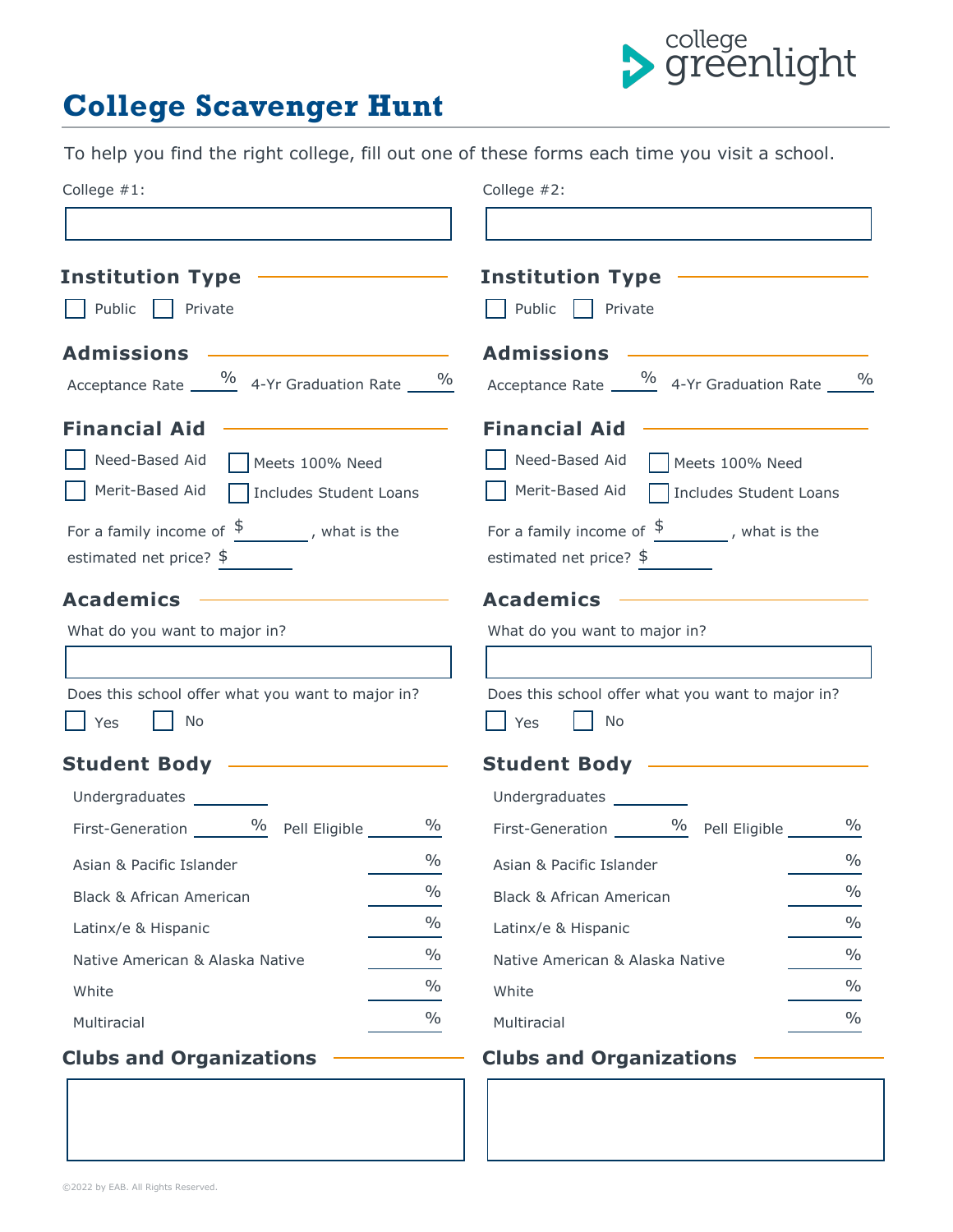college greenlight

# College Scavenger Hunt

To help you find the right college, fill out one of these forms each time you visit a school.

College #1:

## Institution Type

☐ Public ☐ Private

## Admissions

Acceptance Rate ____% 4-Yr Graduation Rate ____%

## Financial Aid

☐ Need-Based Aid ☐ Meets 100% Need

☐ Merit-Based Aid ☐ Includes Student Loans

For a family income of $________, what is the estimated net price? $________

## Academics

What do you want to major in?

Does this school offer what you want to major in?

☐ Yes ☐ No

## Student Body

Undergraduates ________

First-Generation ____% Pell Eligible ____%

Asian & Pacific Islander ____%

Black & African American ____%

Latinx/e & Hispanic ____%

Native American & Alaska Native ____%

White ____%

Multiracial ____%

## Clubs and Organizations

College #2:

## Institution Type

☐ Public ☐ Private

## Admissions

Acceptance Rate ____% 4-Yr Graduation Rate ____%

## Financial Aid

☐ Need-Based Aid ☐ Meets 100% Need

☐ Merit-Based Aid ☐ Includes Student Loans

For a family income of $________, what is the estimated net price? $________

## Academics

What do you want to major in?

Does this school offer what you want to major in?

☐ Yes ☐ No

## Student Body

Undergraduates ________

First-Generation ____% Pell Eligible ____%

Asian & Pacific Islander ____%

Black & African American ____%

Latinx/e & Hispanic ____%

Native American & Alaska Native ____%

White ____%

Multiracial ____%

## Clubs and Organizations

©2022 by EAB. All Rights Reserved.